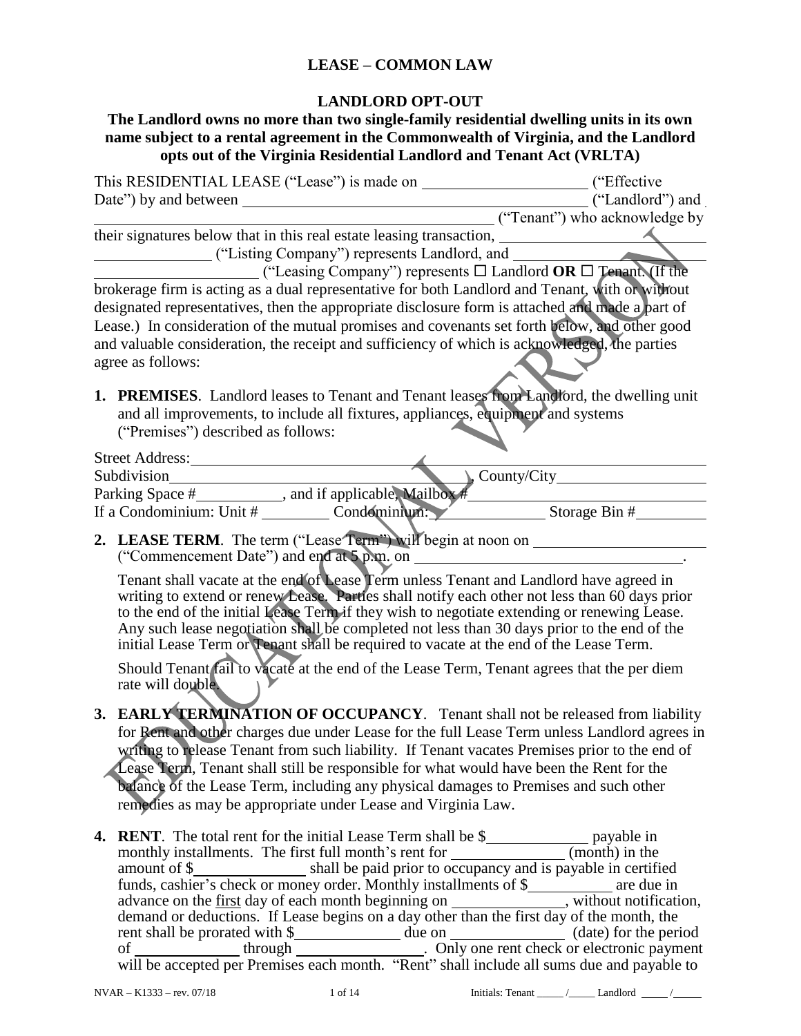**LEASE – COMMON LAW**

**LANDLORD OPT-OUT**

**The Landlord owns no more than two single-family residential dwelling units in its own name subject to a rental agreement in the Commonwealth of Virginia, and the Landlord opts out of the Virginia Residential Landlord and Tenant Act (VRLTA)**

This RESIDENTIAL LEASE ("Lease") is made on \_\_\_\_\_\_\_\_\_\_\_\_\_\_\_\_\_\_\_\_ ("Effective Date") by and between \_\_\_\_\_\_\_\_\_\_\_\_\_\_\_\_\_\_\_\_\_\_\_\_\_\_\_\_\_\_\_\_\_\_\_\_\_\_\_\_ ("Landlord") and \_\_\_\_\_\_\_\_\_\_\_\_\_\_\_\_\_\_\_\_\_\_\_\_\_\_\_\_\_\_\_\_\_\_\_\_\_\_\_\_\_\_\_\_\_\_\_\_ ("Tenant") who acknowledge by their signatures below that in this real estate leasing transaction, \_\_\_\_\_\_\_\_\_\_\_\_\_\_\_\_\_\_\_\_\_\_\_\_\_ \_\_\_\_\_\_\_\_\_\_\_\_\_\_ ("Listing Company") represents Landlord, and \_\_\_\_\_\_\_\_\_\_\_\_\_\_\_\_\_\_\_\_\_\_\_\_\_ \_\_\_\_\_\_\_\_\_\_\_\_\_\_\_\_\_\_\_\_ ("Leasing Company") represents ☐ Landlord **OR** ☐ Tenant. (If the brokerage firm is acting as a dual representative for both Landlord and Tenant, with or without designated representatives, then the appropriate disclosure form is attached and made a part of Lease.) In consideration of the mutual promises and covenants set forth below, and other good and valuable consideration, the receipt and sufficiency of which is acknowledged, the parties agree as follows:

1. **PREMISES**. Landlord leases to Tenant and Tenant leases from Landlord, the dwelling unit and all improvements, to include all fixtures, appliances, equipment and systems ("Premises") described as follows:

Street Address: \_\_\_\_\_\_\_\_\_\_\_\_\_\_\_\_\_\_\_\_\_\_\_\_\_\_\_\_\_\_\_\_\_\_\_\_\_\_\_\_\_\_\_\_\_\_\_\_\_\_\_\_\_\_\_\_\_\_\_\_\_\_
Subdivision \_\_\_\_\_\_\_\_\_\_\_\_\_\_\_\_\_\_\_\_\_\_\_\_\_\_\_\_\_\_\_\_\_\_\_\_\_\_\_, County/City \_\_\_\_\_\_\_\_\_\_\_\_\_\_\_\_\_\_
Parking Space # \_\_\_\_\_\_\_\_\_\_, and if applicable, Mailbox # \_\_\_\_\_\_\_\_\_\_\_\_\_\_\_\_\_\_\_\_\_\_\_\_\_\_\_\_\_\_
If a Condominium: Unit # \_\_\_\_\_\_\_\_ Condominium: \_\_\_\_\_\_\_\_\_\_\_\_\_\_\_ Storage Bin # \_\_\_\_\_\_\_\_

2. **LEASE TERM**. The term ("Lease Term") will begin at noon on \_\_\_\_\_\_\_\_\_\_\_\_\_\_\_\_\_\_\_\_\_\_ ("Commencement Date") and end at 5 p.m. on \_\_\_\_\_\_\_\_\_\_\_\_\_\_\_\_\_\_\_\_\_\_\_\_\_\_\_\_\_\_\_\_\_\_\_.

   Tenant shall vacate at the end of Lease Term unless Tenant and Landlord have agreed in writing to extend or renew Lease. Parties shall notify each other not less than 60 days prior to the end of the initial Lease Term if they wish to negotiate extending or renewing Lease. Any such lease negotiation shall be completed not less than 30 days prior to the end of the initial Lease Term or Tenant shall be required to vacate at the end of the Lease Term.

   Should Tenant fail to vacate at the end of the Lease Term, Tenant agrees that the per diem rate will double.

3. **EARLY TERMINATION OF OCCUPANCY**. Tenant shall not be released from liability for Rent and other charges due under Lease for the full Lease Term unless Landlord agrees in writing to release Tenant from such liability. If Tenant vacates Premises prior to the end of Lease Term, Tenant shall still be responsible for what would have been the Rent for the balance of the Lease Term, including any physical damages to Premises and such other remedies as may be appropriate under Lease and Virginia Law.

4. **RENT**. The total rent for the initial Lease Term shall be $\_\_\_\_\_\_\_\_\_\_\_\_ payable in monthly installments. The first full month's rent for \_\_\_\_\_\_\_\_\_\_\_\_\_\_ (month) in the amount of $\_\_\_\_\_\_\_\_\_\_\_\_\_\_ shall be paid prior to occupancy and is payable in certified funds, cashier's check or money order. Monthly installments of $\_\_\_\_\_\_\_\_\_\_ are due in advance on the first day of each month beginning on \_\_\_\_\_\_\_\_\_\_\_\_\_\_, without notification, demand or deductions. If Lease begins on a day other than the first day of the month, the rent shall be prorated with $\_\_\_\_\_\_\_\_\_\_\_\_\_ due on \_\_\_\_\_\_\_\_\_\_\_\_\_\_ (date) for the period of \_\_\_\_\_\_\_\_\_\_\_\_\_ through \_\_\_\_\_\_\_\_\_\_\_\_\_\_\_\_. Only one rent check or electronic payment will be accepted per Premises each month. "Rent" shall include all sums due and payable to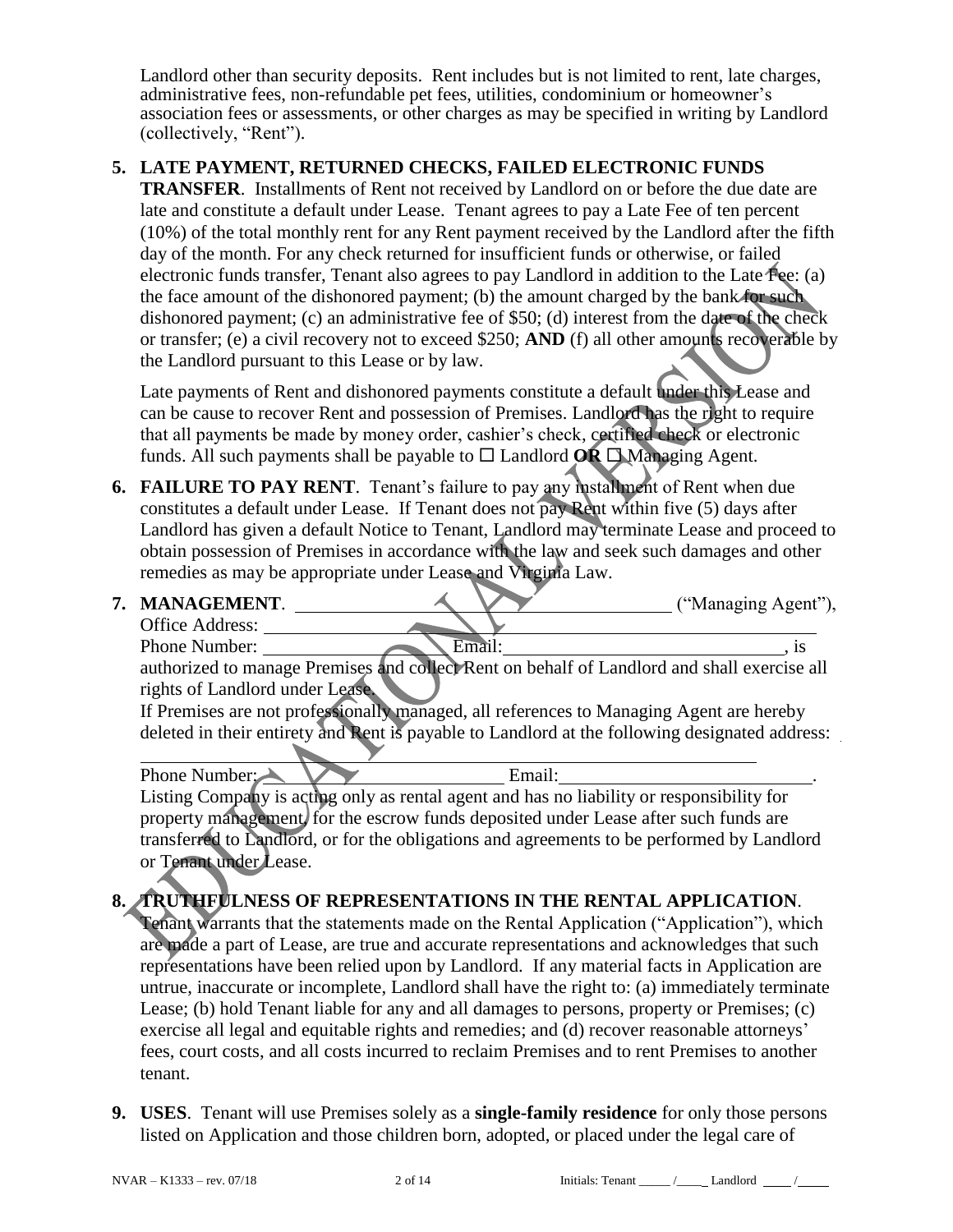Landlord other than security deposits. Rent includes but is not limited to rent, late charges, administrative fees, non-refundable pet fees, utilities, condominium or homeowner's association fees or assessments, or other charges as may be specified in writing by Landlord (collectively, "Rent").

**5. LATE PAYMENT, RETURNED CHECKS, FAILED ELECTRONIC FUNDS TRANSFER**. Installments of Rent not received by Landlord on or before the due date are late and constitute a default under Lease. Tenant agrees to pay a Late Fee of ten percent (10%) of the total monthly rent for any Rent payment received by the Landlord after the fifth day of the month. For any check returned for insufficient funds or otherwise, or failed electronic funds transfer, Tenant also agrees to pay Landlord in addition to the Late Fee: (a) the face amount of the dishonored payment; (b) the amount charged by the bank for such dishonored payment; (c) an administrative fee of $50; (d) interest from the date of the check or transfer; (e) a civil recovery not to exceed $250; **AND** (f) all other amounts recoverable by the Landlord pursuant to this Lease or by law.

Late payments of Rent and dishonored payments constitute a default under this Lease and can be cause to recover Rent and possession of Premises. Landlord has the right to require that all payments be made by money order, cashier's check, certified check or electronic funds. All such payments shall be payable to ☐ Landlord **OR** ☐ Managing Agent.

**6. FAILURE TO PAY RENT**. Tenant's failure to pay any installment of Rent when due constitutes a default under Lease. If Tenant does not pay Rent within five (5) days after Landlord has given a default Notice to Tenant, Landlord may terminate Lease and proceed to obtain possession of Premises in accordance with the law and seek such damages and other remedies as may be appropriate under Lease and Virginia Law.

**7. MANAGEMENT**. ______________________________ ("Managing Agent"),
Office Address: ______________________________
Phone Number: ______________ Email: ______________________, is authorized to manage Premises and collect Rent on behalf of Landlord and shall exercise all rights of Landlord under Lease.
If Premises are not professionally managed, all references to Managing Agent are hereby deleted in their entirety and Rent is payable to Landlord at the following designated address:
______________________________
Phone Number: ______________ Email: ______________________.
Listing Company is acting only as rental agent and has no liability or responsibility for property management, for the escrow funds deposited under Lease after such funds are transferred to Landlord, or for the obligations and agreements to be performed by Landlord or Tenant under Lease.

**8. TRUTHFULNESS OF REPRESENTATIONS IN THE RENTAL APPLICATION**. Tenant warrants that the statements made on the Rental Application ("Application"), which are made a part of Lease, are true and accurate representations and acknowledges that such representations have been relied upon by Landlord. If any material facts in Application are untrue, inaccurate or incomplete, Landlord shall have the right to: (a) immediately terminate Lease; (b) hold Tenant liable for any and all damages to persons, property or Premises; (c) exercise all legal and equitable rights and remedies; and (d) recover reasonable attorneys' fees, court costs, and all costs incurred to reclaim Premises and to rent Premises to another tenant.

**9. USES**. Tenant will use Premises solely as a **single-family residence** for only those persons listed on Application and those children born, adopted, or placed under the legal care of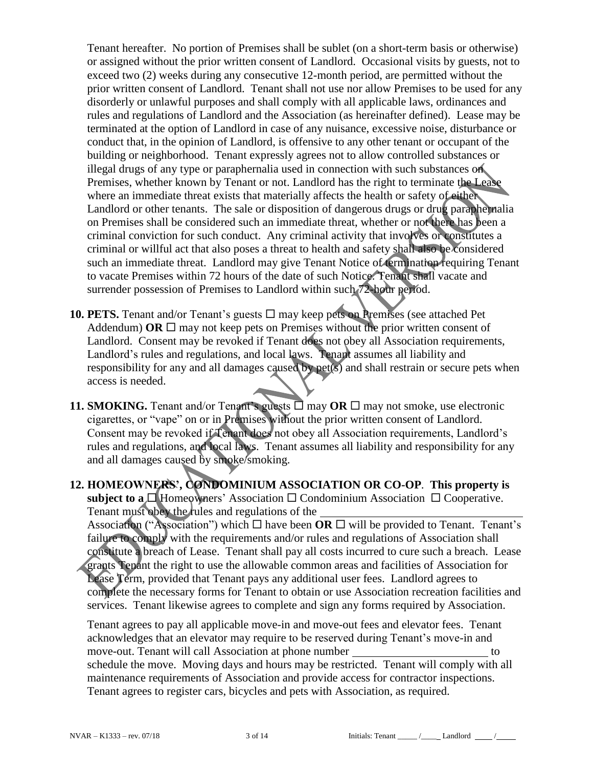Tenant hereafter. No portion of Premises shall be sublet (on a short-term basis or otherwise) or assigned without the prior written consent of Landlord. Occasional visits by guests, not to exceed two (2) weeks during any consecutive 12-month period, are permitted without the prior written consent of Landlord. Tenant shall not use nor allow Premises to be used for any disorderly or unlawful purposes and shall comply with all applicable laws, ordinances and rules and regulations of Landlord and the Association (as hereinafter defined). Lease may be terminated at the option of Landlord in case of any nuisance, excessive noise, disturbance or conduct that, in the opinion of Landlord, is offensive to any other tenant or occupant of the building or neighborhood. Tenant expressly agrees not to allow controlled substances or illegal drugs of any type or paraphernalia used in connection with such substances on Premises, whether known by Tenant or not. Landlord has the right to terminate the Lease where an immediate threat exists that materially affects the health or safety of either Landlord or other tenants. The sale or disposition of dangerous drugs or drug paraphernalia on Premises shall be considered such an immediate threat, whether or not there has been a criminal conviction for such conduct. Any criminal activity that involves or constitutes a criminal or willful act that also poses a threat to health and safety shall also be considered such an immediate threat. Landlord may give Tenant Notice of termination requiring Tenant to vacate Premises within 72 hours of the date of such Notice. Tenant shall vacate and surrender possession of Premises to Landlord within such 72-hour period.

**10. PETS.** Tenant and/or Tenant's guests ☐ may keep pets on Premises (see attached Pet Addendum) **OR** ☐ may not keep pets on Premises without the prior written consent of Landlord. Consent may be revoked if Tenant does not obey all Association requirements, Landlord's rules and regulations, and local laws. Tenant assumes all liability and responsibility for any and all damages caused by pet(s) and shall restrain or secure pets when access is needed.

**11. SMOKING.** Tenant and/or Tenant's guests ☐ may **OR** ☐ may not smoke, use electronic cigarettes, or "vape" on or in Premises without the prior written consent of Landlord. Consent may be revoked if Tenant does not obey all Association requirements, Landlord's rules and regulations, and local laws. Tenant assumes all liability and responsibility for any and all damages caused by smoke/smoking.

**12. HOMEOWNERS', CONDOMINIUM ASSOCIATION OR CO-OP. This property is subject to a** ☐ Homeowners' Association ☐ Condominium Association ☐ Cooperative. Tenant must obey the rules and regulations of the ______________________________ Association ("Association") which ☐ have been **OR** ☐ will be provided to Tenant. Tenant's failure to comply with the requirements and/or rules and regulations of Association shall constitute a breach of Lease. Tenant shall pay all costs incurred to cure such a breach. Lease grants Tenant the right to use the allowable common areas and facilities of Association for Lease Term, provided that Tenant pays any additional user fees. Landlord agrees to complete the necessary forms for Tenant to obtain or use Association recreation facilities and services. Tenant likewise agrees to complete and sign any forms required by Association.

Tenant agrees to pay all applicable move-in and move-out fees and elevator fees. Tenant acknowledges that an elevator may require to be reserved during Tenant's move-in and move-out. Tenant will call Association at phone number ______________________ to schedule the move. Moving days and hours may be restricted. Tenant will comply with all maintenance requirements of Association and provide access for contractor inspections. Tenant agrees to register cars, bicycles and pets with Association, as required.

NVAR – K1333 – rev. 07/18 Initials: Tenant _____ /_____ Landlord _____ /_____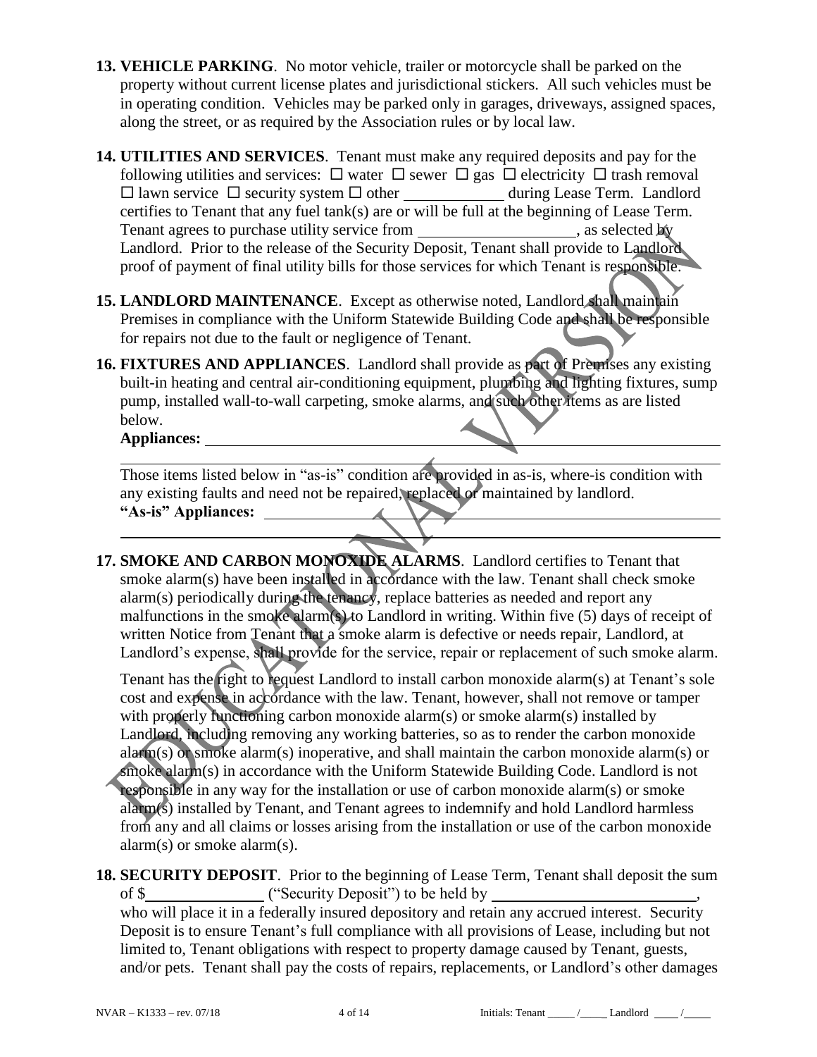**13. VEHICLE PARKING**. No motor vehicle, trailer or motorcycle shall be parked on the property without current license plates and jurisdictional stickers. All such vehicles must be in operating condition. Vehicles may be parked only in garages, driveways, assigned spaces, along the street, or as required by the Association rules or by local law.

**14. UTILITIES AND SERVICES**. Tenant must make any required deposits and pay for the following utilities and services: ☐ water ☐ sewer ☐ gas ☐ electricity ☐ trash removal ☐ lawn service ☐ security system ☐ other ____________ during Lease Term. Landlord certifies to Tenant that any fuel tank(s) are or will be full at the beginning of Lease Term. Tenant agrees to purchase utility service from ___________________, as selected by Landlord. Prior to the release of the Security Deposit, Tenant shall provide to Landlord proof of payment of final utility bills for those services for which Tenant is responsible.

**15. LANDLORD MAINTENANCE**. Except as otherwise noted, Landlord shall maintain Premises in compliance with the Uniform Statewide Building Code and shall be responsible for repairs not due to the fault or negligence of Tenant.

**16. FIXTURES AND APPLIANCES**. Landlord shall provide as part of Premises any existing built-in heating and central air-conditioning equipment, plumbing and lighting fixtures, sump pump, installed wall-to-wall carpeting, smoke alarms, and such other items as are listed below.

**Appliances:** ________________________________________________________________

____________________________________________________________________________

Those items listed below in "as-is" condition are provided in as-is, where-is condition with any existing faults and need not be repaired, replaced or maintained by landlord.

**"As-is" Appliances:** ___________________________________________________________

____________________________________________________________________________

**17. SMOKE AND CARBON MONOXIDE ALARMS**. Landlord certifies to Tenant that smoke alarm(s) have been installed in accordance with the law. Tenant shall check smoke alarm(s) periodically during the tenancy, replace batteries as needed and report any malfunctions in the smoke alarm(s) to Landlord in writing. Within five (5) days of receipt of written Notice from Tenant that a smoke alarm is defective or needs repair, Landlord, at Landlord's expense, shall provide for the service, repair or replacement of such smoke alarm.

Tenant has the right to request Landlord to install carbon monoxide alarm(s) at Tenant's sole cost and expense in accordance with the law. Tenant, however, shall not remove or tamper with properly functioning carbon monoxide alarm(s) or smoke alarm(s) installed by Landlord, including removing any working batteries, so as to render the carbon monoxide alarm(s) or smoke alarm(s) inoperative, and shall maintain the carbon monoxide alarm(s) or smoke alarm(s) in accordance with the Uniform Statewide Building Code. Landlord is not responsible in any way for the installation or use of carbon monoxide alarm(s) or smoke alarm(s) installed by Tenant, and Tenant agrees to indemnify and hold Landlord harmless from any and all claims or losses arising from the installation or use of the carbon monoxide alarm(s) or smoke alarm(s).

**18. SECURITY DEPOSIT**. Prior to the beginning of Lease Term, Tenant shall deposit the sum of $______________ ("Security Deposit") to be held by _________________________, who will place it in a federally insured depository and retain any accrued interest. Security Deposit is to ensure Tenant's full compliance with all provisions of Lease, including but not limited to, Tenant obligations with respect to property damage caused by Tenant, guests, and/or pets. Tenant shall pay the costs of repairs, replacements, or Landlord's other damages

NVAR – K1333 – rev. 07/18 Initials: Tenant _____ /_____ Landlord _____ /_____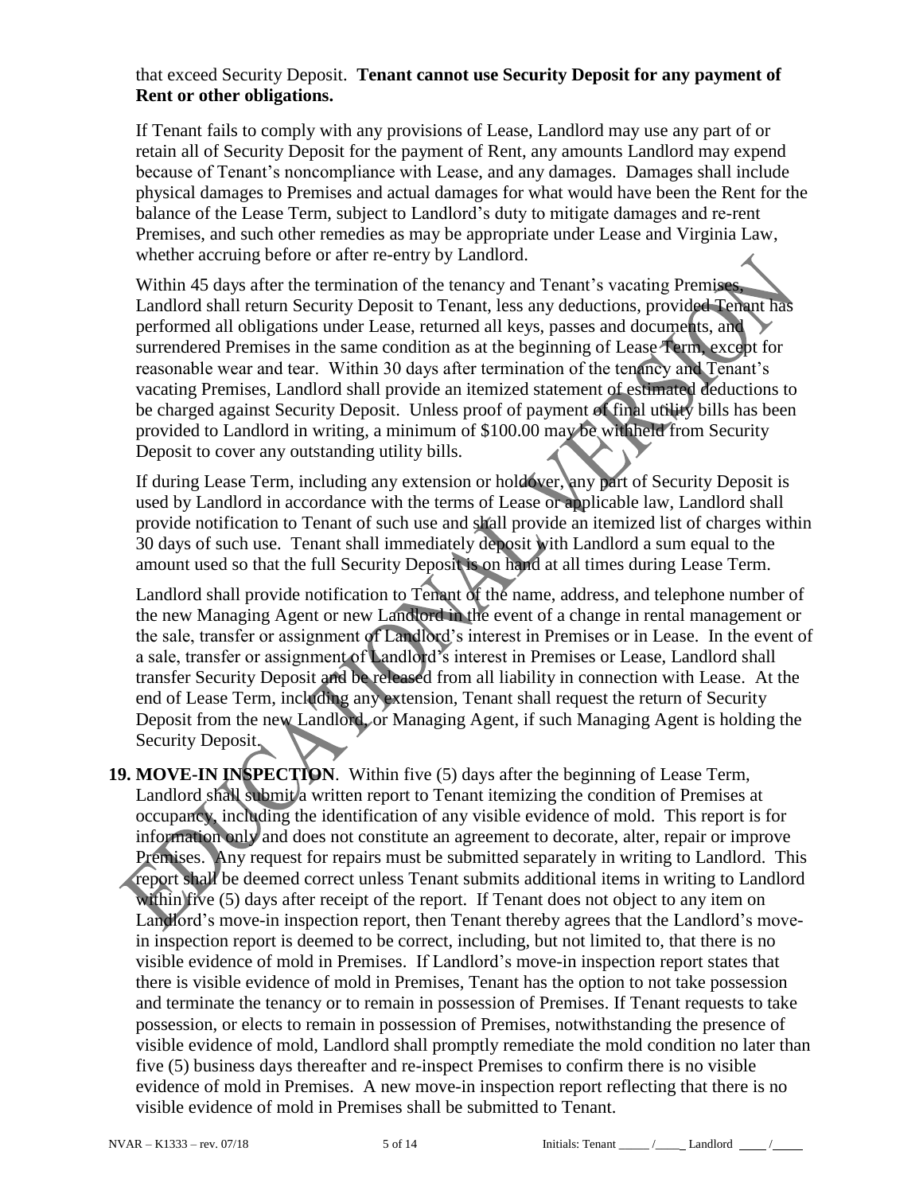that exceed Security Deposit. **Tenant cannot use Security Deposit for any payment of Rent or other obligations.**

If Tenant fails to comply with any provisions of Lease, Landlord may use any part of or retain all of Security Deposit for the payment of Rent, any amounts Landlord may expend because of Tenant's noncompliance with Lease, and any damages. Damages shall include physical damages to Premises and actual damages for what would have been the Rent for the balance of the Lease Term, subject to Landlord's duty to mitigate damages and re-rent Premises, and such other remedies as may be appropriate under Lease and Virginia Law, whether accruing before or after re-entry by Landlord.

Within 45 days after the termination of the tenancy and Tenant's vacating Premises, Landlord shall return Security Deposit to Tenant, less any deductions, provided Tenant has performed all obligations under Lease, returned all keys, passes and documents, and surrendered Premises in the same condition as at the beginning of Lease Term, except for reasonable wear and tear. Within 30 days after termination of the tenancy and Tenant's vacating Premises, Landlord shall provide an itemized statement of estimated deductions to be charged against Security Deposit. Unless proof of payment of final utility bills has been provided to Landlord in writing, a minimum of $100.00 may be withheld from Security Deposit to cover any outstanding utility bills.

If during Lease Term, including any extension or holdover, any part of Security Deposit is used by Landlord in accordance with the terms of Lease or applicable law, Landlord shall provide notification to Tenant of such use and shall provide an itemized list of charges within 30 days of such use. Tenant shall immediately deposit with Landlord a sum equal to the amount used so that the full Security Deposit is on hand at all times during Lease Term.

Landlord shall provide notification to Tenant of the name, address, and telephone number of the new Managing Agent or new Landlord in the event of a change in rental management or the sale, transfer or assignment of Landlord's interest in Premises or in Lease. In the event of a sale, transfer or assignment of Landlord's interest in Premises or Lease, Landlord shall transfer Security Deposit and be released from all liability in connection with Lease. At the end of Lease Term, including any extension, Tenant shall request the return of Security Deposit from the new Landlord, or Managing Agent, if such Managing Agent is holding the Security Deposit.

**19. MOVE-IN INSPECTION**. Within five (5) days after the beginning of Lease Term, Landlord shall submit a written report to Tenant itemizing the condition of Premises at occupancy, including the identification of any visible evidence of mold. This report is for information only and does not constitute an agreement to decorate, alter, repair or improve Premises. Any request for repairs must be submitted separately in writing to Landlord. This report shall be deemed correct unless Tenant submits additional items in writing to Landlord within five (5) days after receipt of the report. If Tenant does not object to any item on Landlord's move-in inspection report, then Tenant thereby agrees that the Landlord's move-in inspection report is deemed to be correct, including, but not limited to, that there is no visible evidence of mold in Premises. If Landlord's move-in inspection report states that there is visible evidence of mold in Premises, Tenant has the option to not take possession and terminate the tenancy or to remain in possession of Premises. If Tenant requests to take possession, or elects to remain in possession of Premises, notwithstanding the presence of visible evidence of mold, Landlord shall promptly remediate the mold condition no later than five (5) business days thereafter and re-inspect Premises to confirm there is no visible evidence of mold in Premises. A new move-in inspection report reflecting that there is no visible evidence of mold in Premises shall be submitted to Tenant.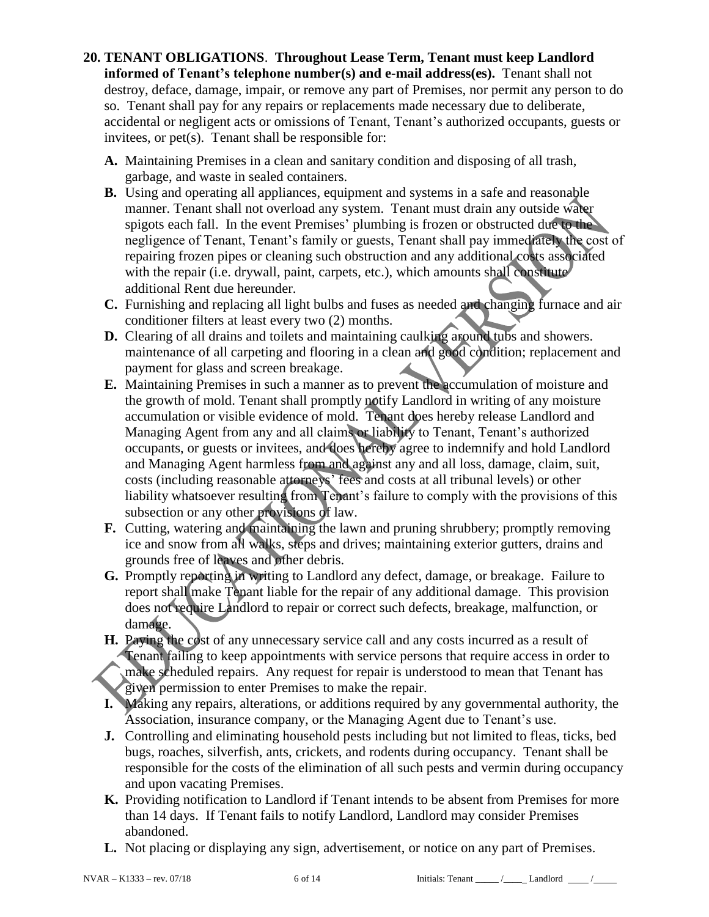**20. TENANT OBLIGATIONS**. **Throughout Lease Term, Tenant must keep Landlord informed of Tenant's telephone number(s) and e-mail address(es).** Tenant shall not destroy, deface, damage, impair, or remove any part of Premises, nor permit any person to do so. Tenant shall pay for any repairs or replacements made necessary due to deliberate, accidental or negligent acts or omissions of Tenant, Tenant's authorized occupants, guests or invitees, or pet(s). Tenant shall be responsible for:

- **A.** Maintaining Premises in a clean and sanitary condition and disposing of all trash, garbage, and waste in sealed containers.
- **B.** Using and operating all appliances, equipment and systems in a safe and reasonable manner. Tenant shall not overload any system. Tenant must drain any outside water spigots each fall. In the event Premises' plumbing is frozen or obstructed due to the negligence of Tenant, Tenant's family or guests, Tenant shall pay immediately the cost of repairing frozen pipes or cleaning such obstruction and any additional costs associated with the repair (i.e. drywall, paint, carpets, etc.), which amounts shall constitute additional Rent due hereunder.
- **C.** Furnishing and replacing all light bulbs and fuses as needed and changing furnace and air conditioner filters at least every two (2) months.
- **D.** Clearing of all drains and toilets and maintaining caulking around tubs and showers. maintenance of all carpeting and flooring in a clean and good condition; replacement and payment for glass and screen breakage.
- **E.** Maintaining Premises in such a manner as to prevent the accumulation of moisture and the growth of mold. Tenant shall promptly notify Landlord in writing of any moisture accumulation or visible evidence of mold. Tenant does hereby release Landlord and Managing Agent from any and all claims or liability to Tenant, Tenant's authorized occupants, or guests or invitees, and does hereby agree to indemnify and hold Landlord and Managing Agent harmless from and against any and all loss, damage, claim, suit, costs (including reasonable attorneys' fees and costs at all tribunal levels) or other liability whatsoever resulting from Tenant's failure to comply with the provisions of this subsection or any other provisions of law.
- **F.** Cutting, watering and maintaining the lawn and pruning shrubbery; promptly removing ice and snow from all walks, steps and drives; maintaining exterior gutters, drains and grounds free of leaves and other debris.
- **G.** Promptly reporting in writing to Landlord any defect, damage, or breakage. Failure to report shall make Tenant liable for the repair of any additional damage. This provision does not require Landlord to repair or correct such defects, breakage, malfunction, or damage.
- **H.** Paying the cost of any unnecessary service call and any costs incurred as a result of Tenant failing to keep appointments with service persons that require access in order to make scheduled repairs. Any request for repair is understood to mean that Tenant has given permission to enter Premises to make the repair.
- **I.** Making any repairs, alterations, or additions required by any governmental authority, the Association, insurance company, or the Managing Agent due to Tenant's use.
- **J.** Controlling and eliminating household pests including but not limited to fleas, ticks, bed bugs, roaches, silverfish, ants, crickets, and rodents during occupancy. Tenant shall be responsible for the costs of the elimination of all such pests and vermin during occupancy and upon vacating Premises.
- **K.** Providing notification to Landlord if Tenant intends to be absent from Premises for more than 14 days. If Tenant fails to notify Landlord, Landlord may consider Premises abandoned.
- **L.** Not placing or displaying any sign, advertisement, or notice on any part of Premises.

NVAR – K1333 – rev. 07/18 Initials: Tenant _____ /_____ Landlord _____ /_____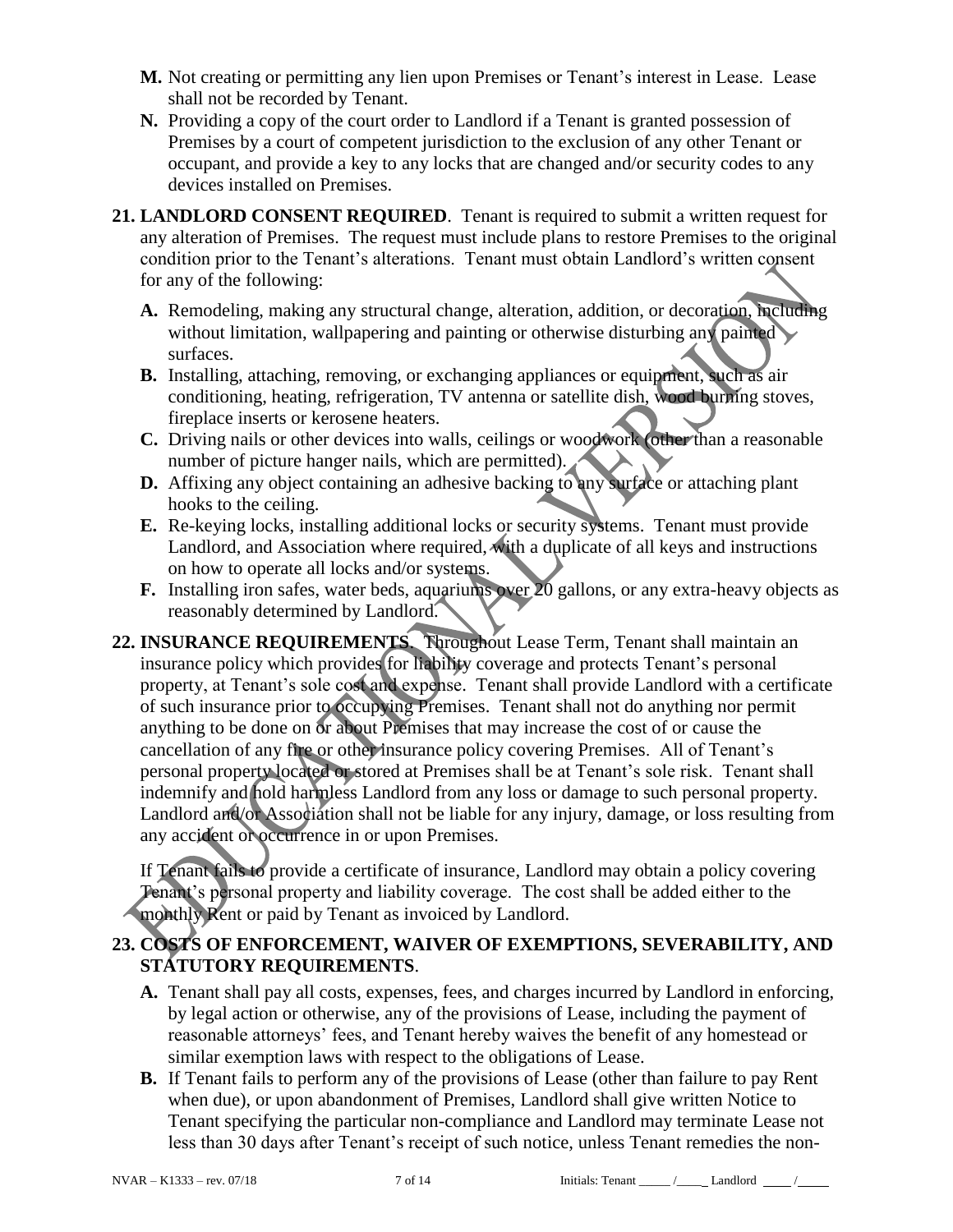**M.** Not creating or permitting any lien upon Premises or Tenant's interest in Lease. Lease shall not be recorded by Tenant.

**N.** Providing a copy of the court order to Landlord if a Tenant is granted possession of Premises by a court of competent jurisdiction to the exclusion of any other Tenant or occupant, and provide a key to any locks that are changed and/or security codes to any devices installed on Premises.

**21. LANDLORD CONSENT REQUIRED**. Tenant is required to submit a written request for any alteration of Premises. The request must include plans to restore Premises to the original condition prior to the Tenant's alterations. Tenant must obtain Landlord's written consent for any of the following:

**A.** Remodeling, making any structural change, alteration, addition, or decoration, including without limitation, wallpapering and painting or otherwise disturbing any painted surfaces.

**B.** Installing, attaching, removing, or exchanging appliances or equipment, such as air conditioning, heating, refrigeration, TV antenna or satellite dish, wood burning stoves, fireplace inserts or kerosene heaters.

**C.** Driving nails or other devices into walls, ceilings or woodwork (other than a reasonable number of picture hanger nails, which are permitted).

**D.** Affixing any object containing an adhesive backing to any surface or attaching plant hooks to the ceiling.

**E.** Re-keying locks, installing additional locks or security systems. Tenant must provide Landlord, and Association where required, with a duplicate of all keys and instructions on how to operate all locks and/or systems.

**F.** Installing iron safes, water beds, aquariums over 20 gallons, or any extra-heavy objects as reasonably determined by Landlord.

**22. INSURANCE REQUIREMENTS**. Throughout Lease Term, Tenant shall maintain an insurance policy which provides for liability coverage and protects Tenant's personal property, at Tenant's sole cost and expense. Tenant shall provide Landlord with a certificate of such insurance prior to occupying Premises. Tenant shall not do anything nor permit anything to be done on or about Premises that may increase the cost of or cause the cancellation of any fire or other insurance policy covering Premises. All of Tenant's personal property located or stored at Premises shall be at Tenant's sole risk. Tenant shall indemnify and hold harmless Landlord from any loss or damage to such personal property. Landlord and/or Association shall not be liable for any injury, damage, or loss resulting from any accident or occurrence in or upon Premises.

If Tenant fails to provide a certificate of insurance, Landlord may obtain a policy covering Tenant's personal property and liability coverage. The cost shall be added either to the monthly Rent or paid by Tenant as invoiced by Landlord.

**23. COSTS OF ENFORCEMENT, WAIVER OF EXEMPTIONS, SEVERABILITY, AND STATUTORY REQUIREMENTS**.

**A.** Tenant shall pay all costs, expenses, fees, and charges incurred by Landlord in enforcing, by legal action or otherwise, any of the provisions of Lease, including the payment of reasonable attorneys' fees, and Tenant hereby waives the benefit of any homestead or similar exemption laws with respect to the obligations of Lease.

**B.** If Tenant fails to perform any of the provisions of Lease (other than failure to pay Rent when due), or upon abandonment of Premises, Landlord shall give written Notice to Tenant specifying the particular non-compliance and Landlord may terminate Lease not less than 30 days after Tenant's receipt of such notice, unless Tenant remedies the non-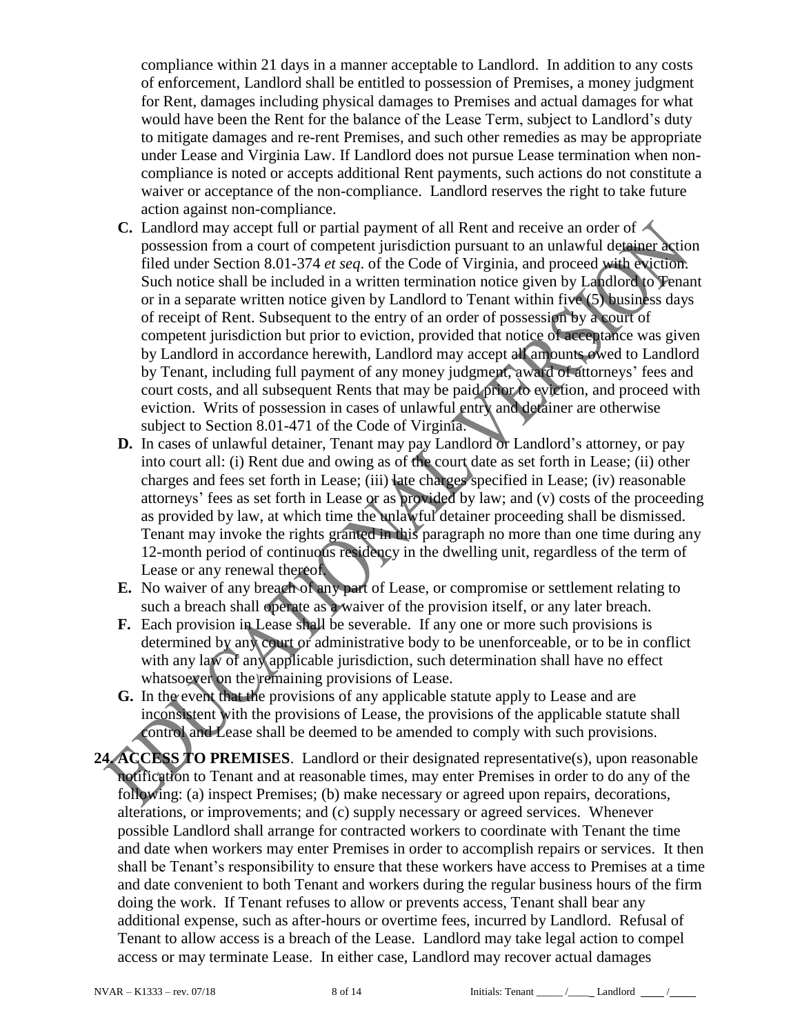compliance within 21 days in a manner acceptable to Landlord. In addition to any costs of enforcement, Landlord shall be entitled to possession of Premises, a money judgment for Rent, damages including physical damages to Premises and actual damages for what would have been the Rent for the balance of the Lease Term, subject to Landlord's duty to mitigate damages and re-rent Premises, and such other remedies as may be appropriate under Lease and Virginia Law. If Landlord does not pursue Lease termination when non-compliance is noted or accepts additional Rent payments, such actions do not constitute a waiver or acceptance of the non-compliance. Landlord reserves the right to take future action against non-compliance.

**C.** Landlord may accept full or partial payment of all Rent and receive an order of possession from a court of competent jurisdiction pursuant to an unlawful detainer action filed under Section 8.01-374 *et seq*. of the Code of Virginia, and proceed with eviction. Such notice shall be included in a written termination notice given by Landlord to Tenant or in a separate written notice given by Landlord to Tenant within five (5) business days of receipt of Rent. Subsequent to the entry of an order of possession by a court of competent jurisdiction but prior to eviction, provided that notice of acceptance was given by Landlord in accordance herewith, Landlord may accept all amounts owed to Landlord by Tenant, including full payment of any money judgment, award of attorneys' fees and court costs, and all subsequent Rents that may be paid prior to eviction, and proceed with eviction. Writs of possession in cases of unlawful entry and detainer are otherwise subject to Section 8.01-471 of the Code of Virginia.

**D.** In cases of unlawful detainer, Tenant may pay Landlord or Landlord's attorney, or pay into court all: (i) Rent due and owing as of the court date as set forth in Lease; (ii) other charges and fees set forth in Lease; (iii) late charges specified in Lease; (iv) reasonable attorneys' fees as set forth in Lease or as provided by law; and (v) costs of the proceeding as provided by law, at which time the unlawful detainer proceeding shall be dismissed. Tenant may invoke the rights granted in this paragraph no more than one time during any 12-month period of continuous residency in the dwelling unit, regardless of the term of Lease or any renewal thereof.

**E.** No waiver of any breach of any part of Lease, or compromise or settlement relating to such a breach shall operate as a waiver of the provision itself, or any later breach.

**F.** Each provision in Lease shall be severable. If any one or more such provisions is determined by any court or administrative body to be unenforceable, or to be in conflict with any law of any applicable jurisdiction, such determination shall have no effect whatsoever on the remaining provisions of Lease.

**G.** In the event that the provisions of any applicable statute apply to Lease and are inconsistent with the provisions of Lease, the provisions of the applicable statute shall control and Lease shall be deemed to be amended to comply with such provisions.

**24. ACCESS TO PREMISES**. Landlord or their designated representative(s), upon reasonable notification to Tenant and at reasonable times, may enter Premises in order to do any of the following: (a) inspect Premises; (b) make necessary or agreed upon repairs, decorations, alterations, or improvements; and (c) supply necessary or agreed services. Whenever possible Landlord shall arrange for contracted workers to coordinate with Tenant the time and date when workers may enter Premises in order to accomplish repairs or services. It then shall be Tenant's responsibility to ensure that these workers have access to Premises at a time and date convenient to both Tenant and workers during the regular business hours of the firm doing the work. If Tenant refuses to allow or prevents access, Tenant shall bear any additional expense, such as after-hours or overtime fees, incurred by Landlord. Refusal of Tenant to allow access is a breach of the Lease. Landlord may take legal action to compel access or may terminate Lease. In either case, Landlord may recover actual damages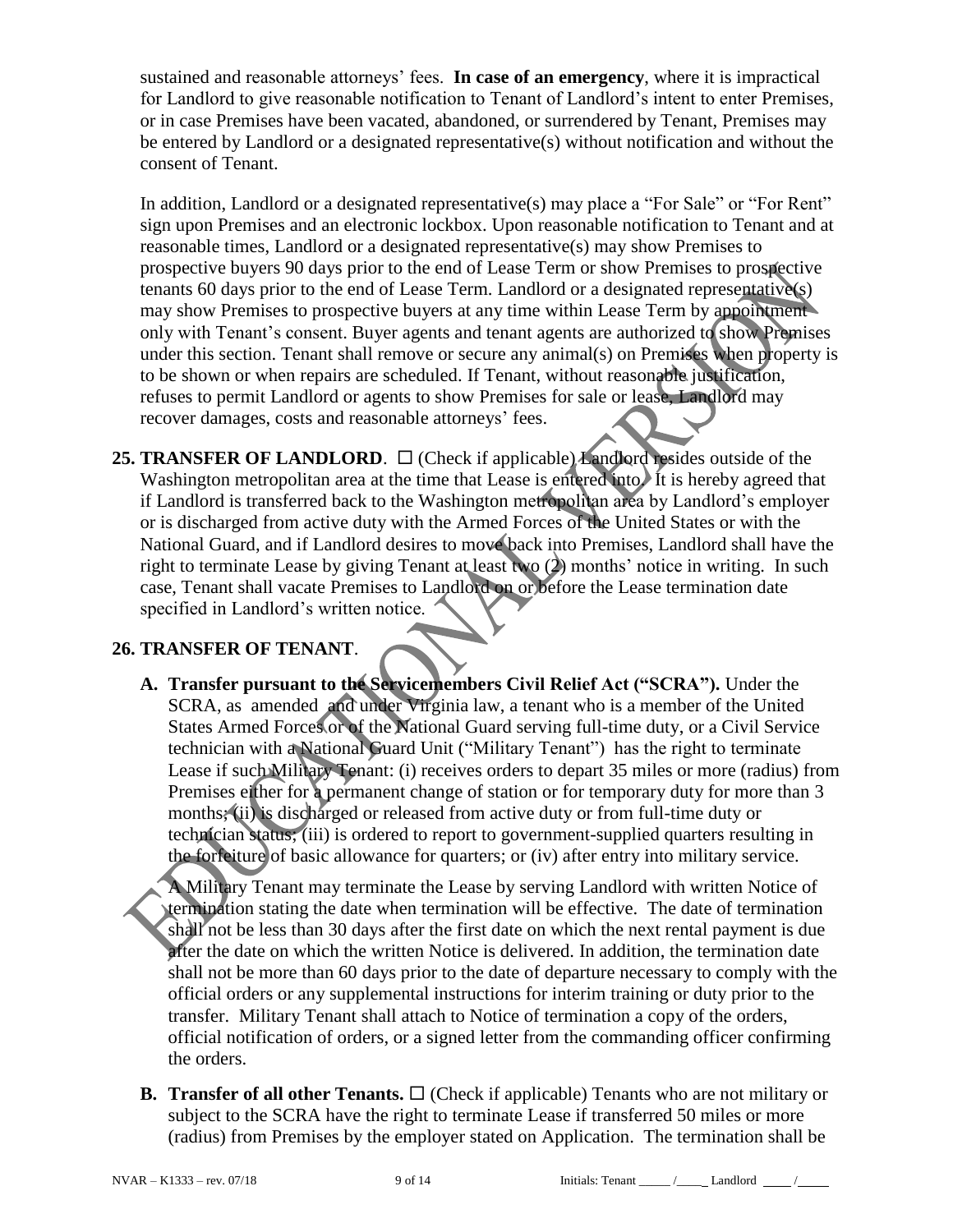sustained and reasonable attorneys' fees. **In case of an emergency**, where it is impractical for Landlord to give reasonable notification to Tenant of Landlord's intent to enter Premises, or in case Premises have been vacated, abandoned, or surrendered by Tenant, Premises may be entered by Landlord or a designated representative(s) without notification and without the consent of Tenant.

In addition, Landlord or a designated representative(s) may place a "For Sale" or "For Rent" sign upon Premises and an electronic lockbox. Upon reasonable notification to Tenant and at reasonable times, Landlord or a designated representative(s) may show Premises to prospective buyers 90 days prior to the end of Lease Term or show Premises to prospective tenants 60 days prior to the end of Lease Term. Landlord or a designated representative(s) may show Premises to prospective buyers at any time within Lease Term by appointment only with Tenant's consent. Buyer agents and tenant agents are authorized to show Premises under this section. Tenant shall remove or secure any animal(s) on Premises when property is to be shown or when repairs are scheduled. If Tenant, without reasonable justification, refuses to permit Landlord or agents to show Premises for sale or lease, Landlord may recover damages, costs and reasonable attorneys' fees.

**25. TRANSFER OF LANDLORD**. ☐ (Check if applicable) Landlord resides outside of the Washington metropolitan area at the time that Lease is entered into. It is hereby agreed that if Landlord is transferred back to the Washington metropolitan area by Landlord's employer or is discharged from active duty with the Armed Forces of the United States or with the National Guard, and if Landlord desires to move back into Premises, Landlord shall have the right to terminate Lease by giving Tenant at least two (2) months' notice in writing. In such case, Tenant shall vacate Premises to Landlord on or before the Lease termination date specified in Landlord's written notice.

**26. TRANSFER OF TENANT**.

**A. Transfer pursuant to the Servicemembers Civil Relief Act ("SCRA").** Under the SCRA, as amended and under Virginia law, a tenant who is a member of the United States Armed Forces or of the National Guard serving full-time duty, or a Civil Service technician with a National Guard Unit ("Military Tenant") has the right to terminate Lease if such Military Tenant: (i) receives orders to depart 35 miles or more (radius) from Premises either for a permanent change of station or for temporary duty for more than 3 months; (ii) is discharged or released from active duty or from full-time duty or technician status; (iii) is ordered to report to government-supplied quarters resulting in the forfeiture of basic allowance for quarters; or (iv) after entry into military service.

A Military Tenant may terminate the Lease by serving Landlord with written Notice of termination stating the date when termination will be effective. The date of termination shall not be less than 30 days after the first date on which the next rental payment is due after the date on which the written Notice is delivered. In addition, the termination date shall not be more than 60 days prior to the date of departure necessary to comply with the official orders or any supplemental instructions for interim training or duty prior to the transfer. Military Tenant shall attach to Notice of termination a copy of the orders, official notification of orders, or a signed letter from the commanding officer confirming the orders.

**B. Transfer of all other Tenants.** ☐ (Check if applicable) Tenants who are not military or subject to the SCRA have the right to terminate Lease if transferred 50 miles or more (radius) from Premises by the employer stated on Application. The termination shall be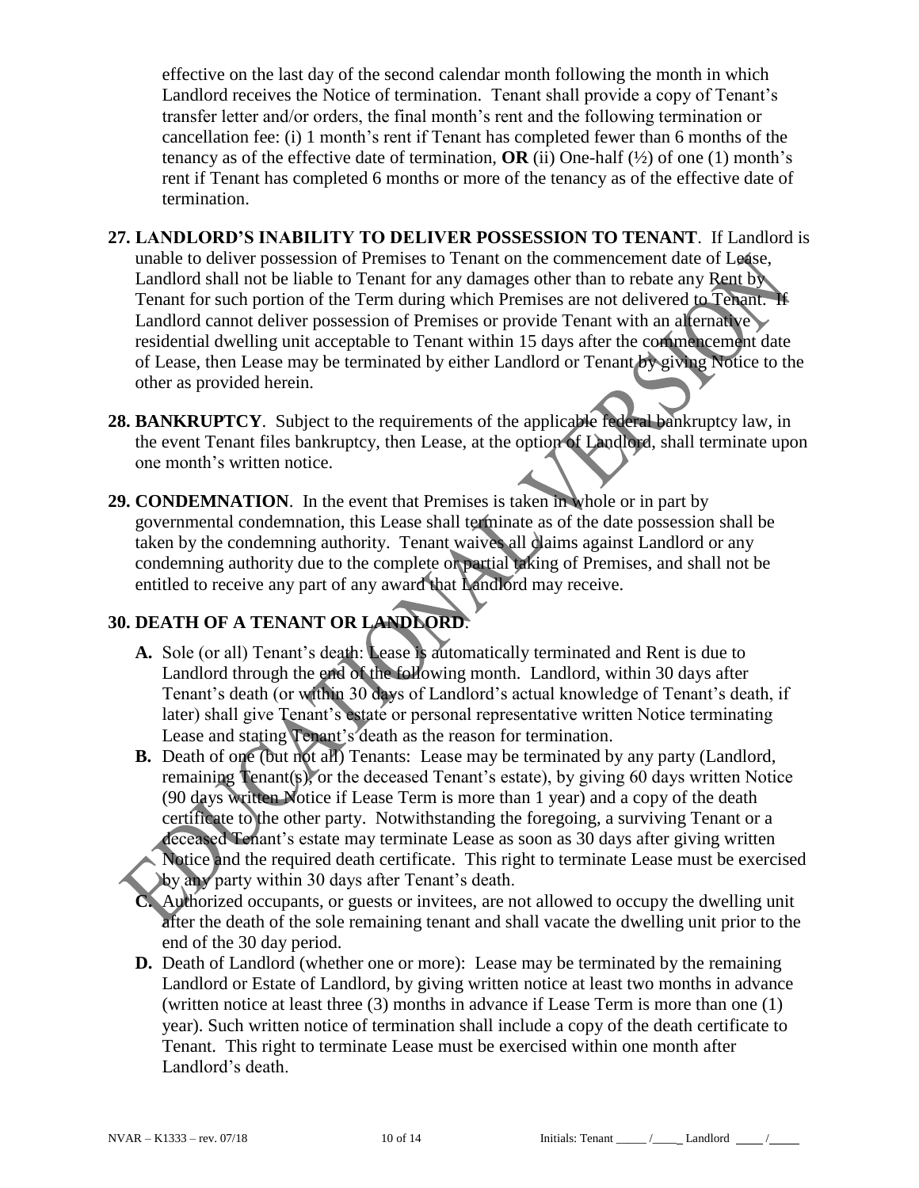effective on the last day of the second calendar month following the month in which Landlord receives the Notice of termination. Tenant shall provide a copy of Tenant's transfer letter and/or orders, the final month's rent and the following termination or cancellation fee: (i) 1 month's rent if Tenant has completed fewer than 6 months of the tenancy as of the effective date of termination, **OR** (ii) One-half (½) of one (1) month's rent if Tenant has completed 6 months or more of the tenancy as of the effective date of termination.

**27. LANDLORD'S INABILITY TO DELIVER POSSESSION TO TENANT**. If Landlord is unable to deliver possession of Premises to Tenant on the commencement date of Lease, Landlord shall not be liable to Tenant for any damages other than to rebate any Rent by Tenant for such portion of the Term during which Premises are not delivered to Tenant. If Landlord cannot deliver possession of Premises or provide Tenant with an alternative residential dwelling unit acceptable to Tenant within 15 days after the commencement date of Lease, then Lease may be terminated by either Landlord or Tenant by giving Notice to the other as provided herein.

**28. BANKRUPTCY**. Subject to the requirements of the applicable federal bankruptcy law, in the event Tenant files bankruptcy, then Lease, at the option of Landlord, shall terminate upon one month's written notice.

**29. CONDEMNATION**. In the event that Premises is taken in whole or in part by governmental condemnation, this Lease shall terminate as of the date possession shall be taken by the condemning authority. Tenant waives all claims against Landlord or any condemning authority due to the complete or partial taking of Premises, and shall not be entitled to receive any part of any award that Landlord may receive.

**30. DEATH OF A TENANT OR LANDLORD**.

**A.** Sole (or all) Tenant's death: Lease is automatically terminated and Rent is due to Landlord through the end of the following month. Landlord, within 30 days after Tenant's death (or within 30 days of Landlord's actual knowledge of Tenant's death, if later) shall give Tenant's estate or personal representative written Notice terminating Lease and stating Tenant's death as the reason for termination.

**B.** Death of one (but not all) Tenants: Lease may be terminated by any party (Landlord, remaining Tenant(s), or the deceased Tenant's estate), by giving 60 days written Notice (90 days written Notice if Lease Term is more than 1 year) and a copy of the death certificate to the other party. Notwithstanding the foregoing, a surviving Tenant or a deceased Tenant's estate may terminate Lease as soon as 30 days after giving written Notice and the required death certificate. This right to terminate Lease must be exercised by any party within 30 days after Tenant's death.

**C.** Authorized occupants, or guests or invitees, are not allowed to occupy the dwelling unit after the death of the sole remaining tenant and shall vacate the dwelling unit prior to the end of the 30 day period.

**D.** Death of Landlord (whether one or more): Lease may be terminated by the remaining Landlord or Estate of Landlord, by giving written notice at least two months in advance (written notice at least three (3) months in advance if Lease Term is more than one (1) year). Such written notice of termination shall include a copy of the death certificate to Tenant. This right to terminate Lease must be exercised within one month after Landlord's death.

NVAR – K1333 – rev. 07/18 Initials: Tenant _____ /_____ Landlord _____ /_____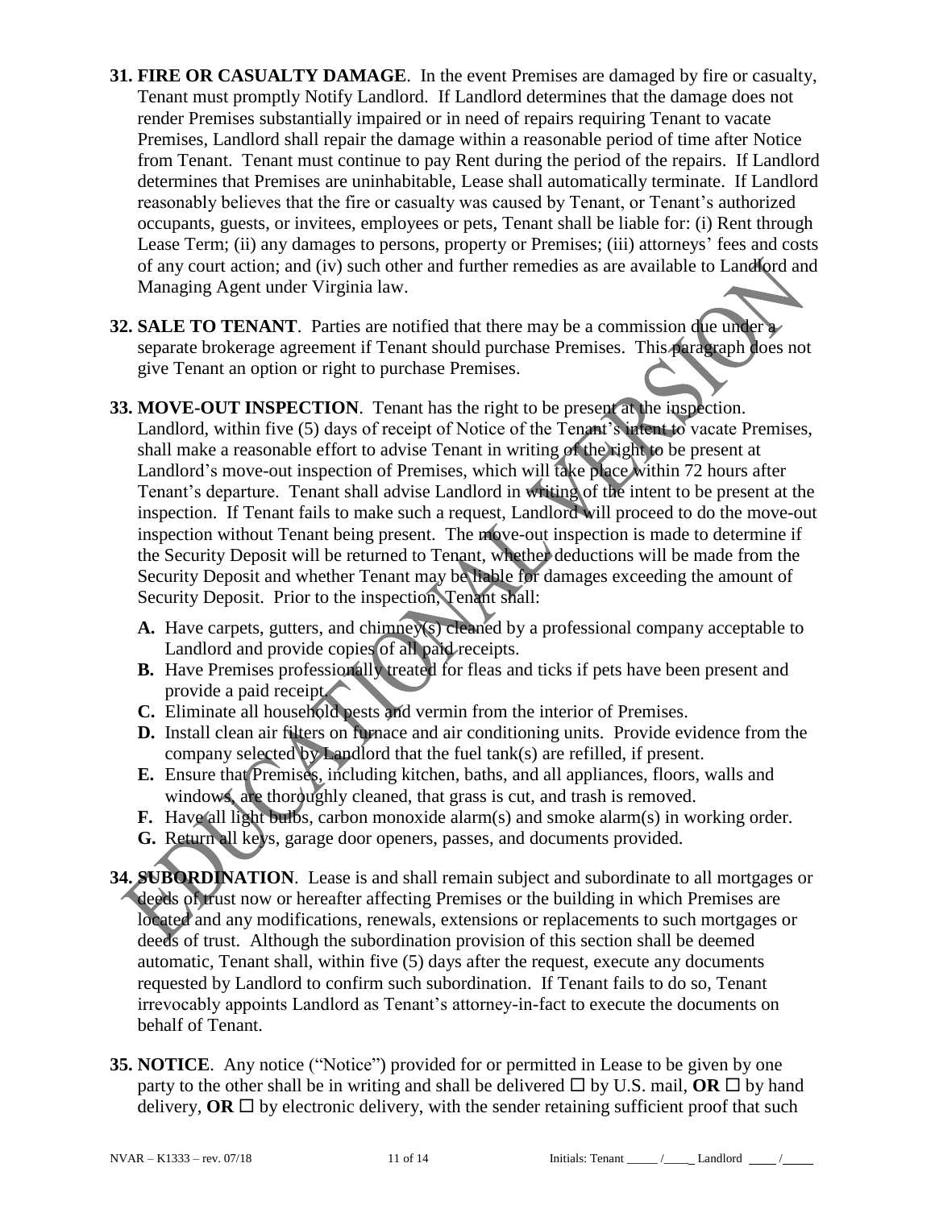**31. FIRE OR CASUALTY DAMAGE**. In the event Premises are damaged by fire or casualty, Tenant must promptly Notify Landlord. If Landlord determines that the damage does not render Premises substantially impaired or in need of repairs requiring Tenant to vacate Premises, Landlord shall repair the damage within a reasonable period of time after Notice from Tenant. Tenant must continue to pay Rent during the period of the repairs. If Landlord determines that Premises are uninhabitable, Lease shall automatically terminate. If Landlord reasonably believes that the fire or casualty was caused by Tenant, or Tenant's authorized occupants, guests, or invitees, employees or pets, Tenant shall be liable for: (i) Rent through Lease Term; (ii) any damages to persons, property or Premises; (iii) attorneys' fees and costs of any court action; and (iv) such other and further remedies as are available to Landlord and Managing Agent under Virginia law.

**32. SALE TO TENANT**. Parties are notified that there may be a commission due under a separate brokerage agreement if Tenant should purchase Premises. This paragraph does not give Tenant an option or right to purchase Premises.

**33. MOVE-OUT INSPECTION**. Tenant has the right to be present at the inspection. Landlord, within five (5) days of receipt of Notice of the Tenant's intent to vacate Premises, shall make a reasonable effort to advise Tenant in writing of the right to be present at Landlord's move-out inspection of Premises, which will take place within 72 hours after Tenant's departure. Tenant shall advise Landlord in writing of the intent to be present at the inspection. If Tenant fails to make such a request, Landlord will proceed to do the move-out inspection without Tenant being present. The move-out inspection is made to determine if the Security Deposit will be returned to Tenant, whether deductions will be made from the Security Deposit and whether Tenant may be liable for damages exceeding the amount of Security Deposit. Prior to the inspection, Tenant shall:

- **A.** Have carpets, gutters, and chimney(s) cleaned by a professional company acceptable to Landlord and provide copies of all paid receipts.
- **B.** Have Premises professionally treated for fleas and ticks if pets have been present and provide a paid receipt.
- **C.** Eliminate all household pests and vermin from the interior of Premises.
- **D.** Install clean air filters on furnace and air conditioning units. Provide evidence from the company selected by Landlord that the fuel tank(s) are refilled, if present.
- **E.** Ensure that Premises, including kitchen, baths, and all appliances, floors, walls and windows, are thoroughly cleaned, that grass is cut, and trash is removed.
- **F.** Have all light bulbs, carbon monoxide alarm(s) and smoke alarm(s) in working order.
- **G.** Return all keys, garage door openers, passes, and documents provided.

**34. SUBORDINATION**. Lease is and shall remain subject and subordinate to all mortgages or deeds of trust now or hereafter affecting Premises or the building in which Premises are located and any modifications, renewals, extensions or replacements to such mortgages or deeds of trust. Although the subordination provision of this section shall be deemed automatic, Tenant shall, within five (5) days after the request, execute any documents requested by Landlord to confirm such subordination. If Tenant fails to do so, Tenant irrevocably appoints Landlord as Tenant's attorney-in-fact to execute the documents on behalf of Tenant.

**35. NOTICE**. Any notice ("Notice") provided for or permitted in Lease to be given by one party to the other shall be in writing and shall be delivered ☐ by U.S. mail, **OR** ☐ by hand delivery, **OR** ☐ by electronic delivery, with the sender retaining sufficient proof that such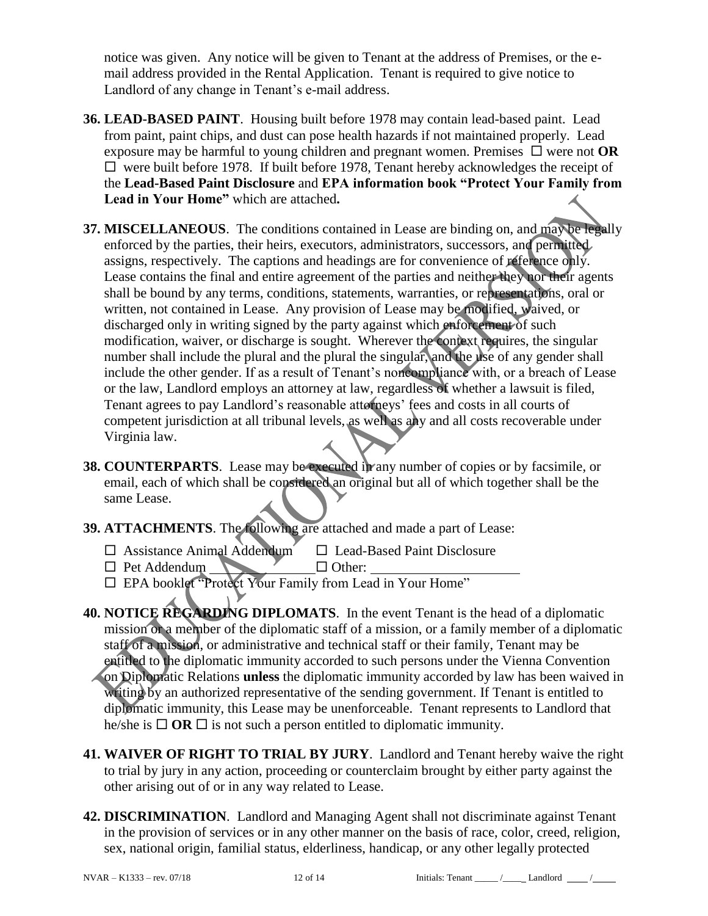notice was given. Any notice will be given to Tenant at the address of Premises, or the e-mail address provided in the Rental Application. Tenant is required to give notice to Landlord of any change in Tenant's e-mail address.

**36. LEAD-BASED PAINT**. Housing built before 1978 may contain lead-based paint. Lead from paint, paint chips, and dust can pose health hazards if not maintained properly. Lead exposure may be harmful to young children and pregnant women. Premises ☐ were not **OR** ☐ were built before 1978. If built before 1978, Tenant hereby acknowledges the receipt of the **Lead-Based Paint Disclosure** and **EPA information book "Protect Your Family from Lead in Your Home"** which are attached**.**

**37. MISCELLANEOUS**. The conditions contained in Lease are binding on, and may be legally enforced by the parties, their heirs, executors, administrators, successors, and permitted assigns, respectively. The captions and headings are for convenience of reference only. Lease contains the final and entire agreement of the parties and neither they nor their agents shall be bound by any terms, conditions, statements, warranties, or representations, oral or written, not contained in Lease. Any provision of Lease may be modified, waived, or discharged only in writing signed by the party against which enforcement of such modification, waiver, or discharge is sought. Wherever the context requires, the singular number shall include the plural and the plural the singular, and the use of any gender shall include the other gender. If as a result of Tenant's noncompliance with, or a breach of Lease or the law, Landlord employs an attorney at law, regardless of whether a lawsuit is filed, Tenant agrees to pay Landlord's reasonable attorneys' fees and costs in all courts of competent jurisdiction at all tribunal levels, as well as any and all costs recoverable under Virginia law.

**38. COUNTERPARTS**. Lease may be executed in any number of copies or by facsimile, or email, each of which shall be considered an original but all of which together shall be the same Lease.

**39. ATTACHMENTS**. The following are attached and made a part of Lease:

☐ Assistance Animal Addendum ☐ Lead-Based Paint Disclosure
☐ Pet Addendum ______________ ☐ Other: ____________________
☐ EPA booklet "Protect Your Family from Lead in Your Home"

**40. NOTICE REGARDING DIPLOMATS**. In the event Tenant is the head of a diplomatic mission or a member of the diplomatic staff of a mission, or a family member of a diplomatic staff of a mission, or administrative and technical staff or their family, Tenant may be entitled to the diplomatic immunity accorded to such persons under the Vienna Convention on Diplomatic Relations **unless** the diplomatic immunity accorded by law has been waived in writing by an authorized representative of the sending government. If Tenant is entitled to diplomatic immunity, this Lease may be unenforceable. Tenant represents to Landlord that he/she is ☐ **OR** ☐ is not such a person entitled to diplomatic immunity.

**41. WAIVER OF RIGHT TO TRIAL BY JURY**. Landlord and Tenant hereby waive the right to trial by jury in any action, proceeding or counterclaim brought by either party against the other arising out of or in any way related to Lease.

**42. DISCRIMINATION**. Landlord and Managing Agent shall not discriminate against Tenant in the provision of services or in any other manner on the basis of race, color, creed, religion, sex, national origin, familial status, elderliness, handicap, or any other legally protected

NVAR – K1333 – rev. 07/18 Initials: Tenant _____ /_____ Landlord _____ /_____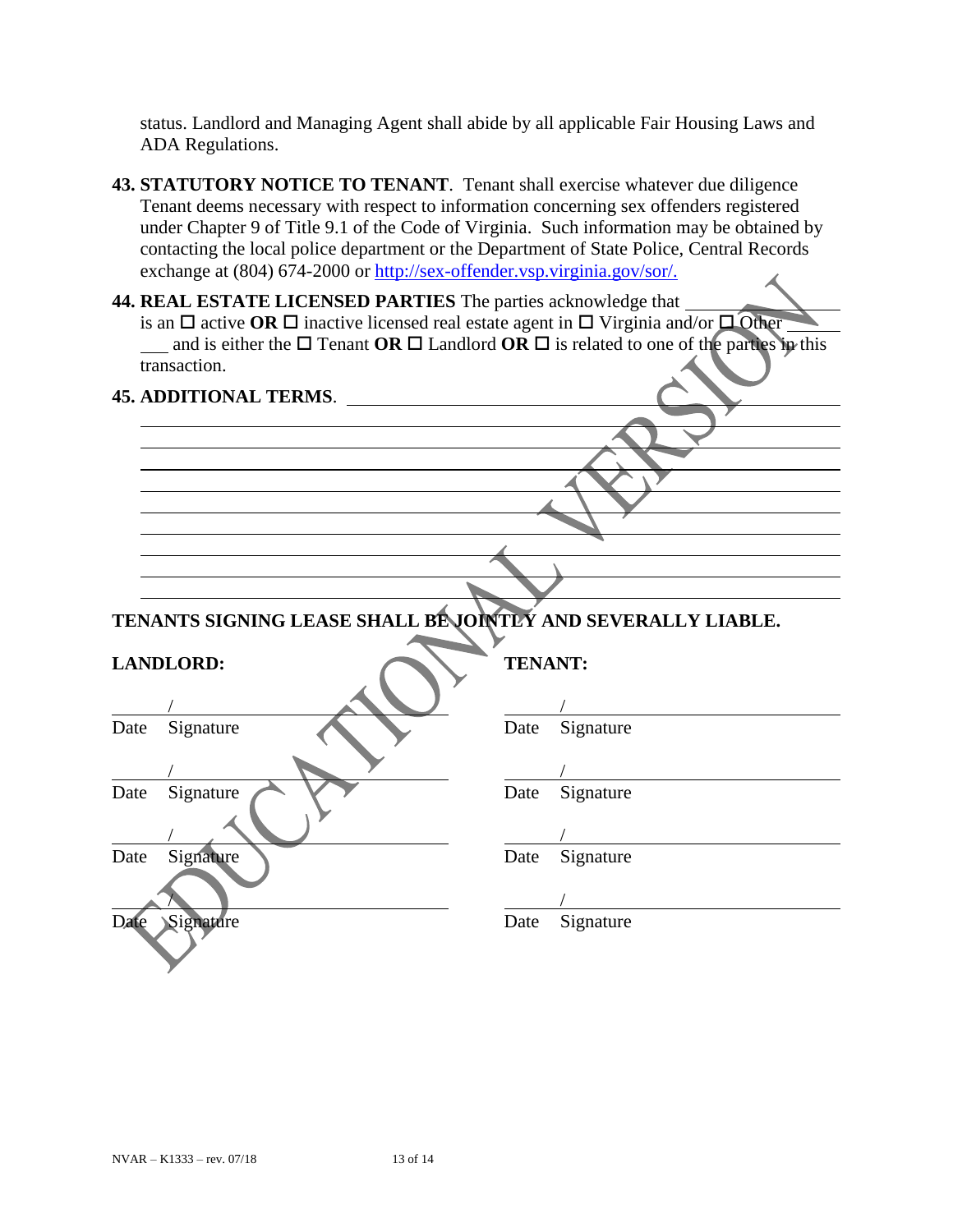status. Landlord and Managing Agent shall abide by all applicable Fair Housing Laws and ADA Regulations.

**43. STATUTORY NOTICE TO TENANT**. Tenant shall exercise whatever due diligence Tenant deems necessary with respect to information concerning sex offenders registered under Chapter 9 of Title 9.1 of the Code of Virginia. Such information may be obtained by contacting the local police department or the Department of State Police, Central Records exchange at (804) 674-2000 or [http://sex-offender.vsp.virginia.gov/sor/.](http://sex-offender.vsp.virginia.gov/sor/)

**44. REAL ESTATE LICENSED PARTIES** The parties acknowledge that ______________ is an ☐ active **OR** ☐ inactive licensed real estate agent in ☐ Virginia and/or ☐ Other ______ ___ and is either the ☐ Tenant **OR** ☐ Landlord **OR** ☐ is related to one of the parties in this transaction.

**45. ADDITIONAL TERMS**. ______________________________________________

______________________________________________

______________________________________________

______________________________________________

______________________________________________

______________________________________________

______________________________________________

______________________________________________

______________________________________________

**TENANTS SIGNING LEASE SHALL BE JOINTLY AND SEVERALLY LIABLE.**

**LANDLORD:**

_____ / ______________________
Date Signature

_____ / ______________________
Date Signature

_____ / ______________________
Date Signature

_____ / ______________________
Date Signature

**TENANT:**

_____ / ______________________
Date Signature

_____ / ______________________
Date Signature

_____ / ______________________
Date Signature

_____ / ______________________
Date Signature

EDUCATIONAL VERSION

NVAR – K1333 – rev. 07/18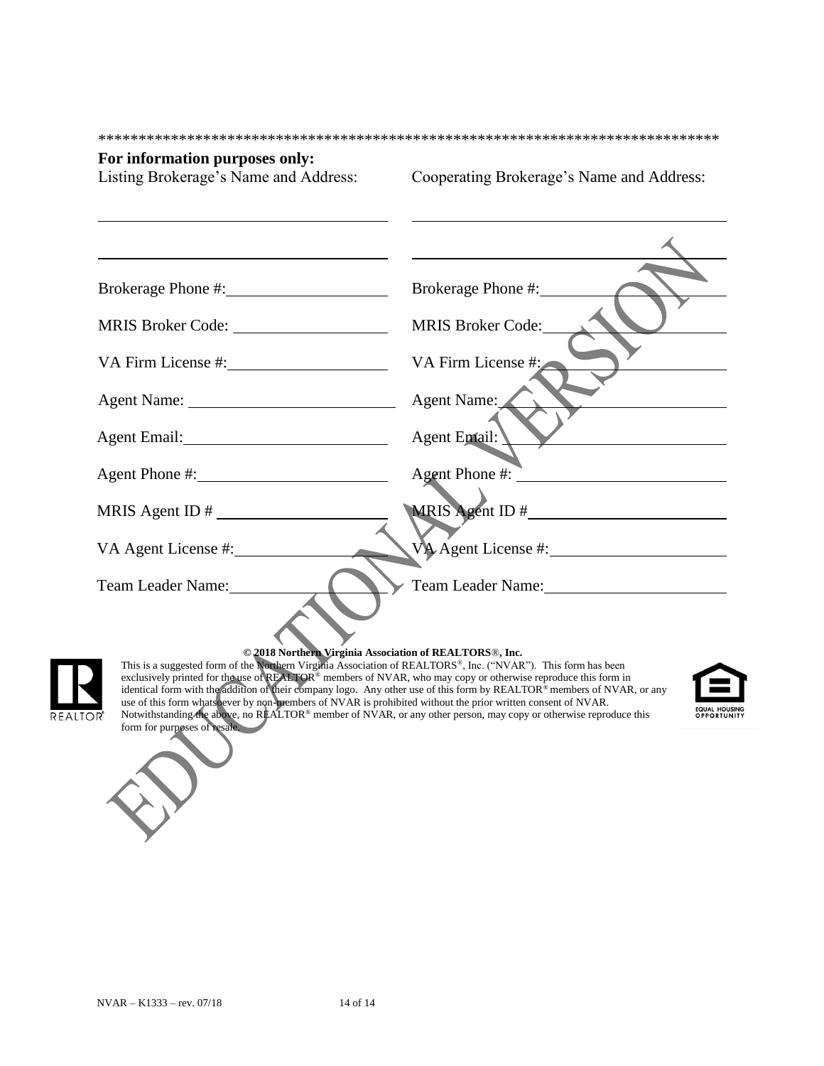*******************************************************************************

**For information purposes only:**

| Listing Brokerage's Name and Address: | Cooperating Brokerage's Name and Address: |
|---|---|
| | |
| | |
| Brokerage Phone #: | Brokerage Phone #: |
| MRIS Broker Code: | MRIS Broker Code: |
| VA Firm License #: | VA Firm License #: |
| Agent Name: | Agent Name: |
| Agent Email: | Agent Email: |
| Agent Phone #: | Agent Phone #: |
| MRIS Agent ID # | MRIS Agent ID # |
| VA Agent License #: | VA Agent License #: |
| Team Leader Name: | Team Leader Name: |

EDUCATIONAL VERSION

**© 2018 Northern Virginia Association of REALTORS®, Inc.**

This is a suggested form of the Northern Virginia Association of REALTORS®, Inc. ("NVAR"). This form has been exclusively printed for the use of REALTOR® members of NVAR, who may copy or otherwise reproduce this form in identical form with the addition of their company logo. Any other use of this form by REALTOR® members of NVAR, or any use of this form whatsoever by non-members of NVAR is prohibited without the prior written consent of NVAR. Notwithstanding the above, no REALTOR® member of NVAR, or any other person, may copy or otherwise reproduce this form for purposes of resale.

NVAR – K1333 – rev. 07/18